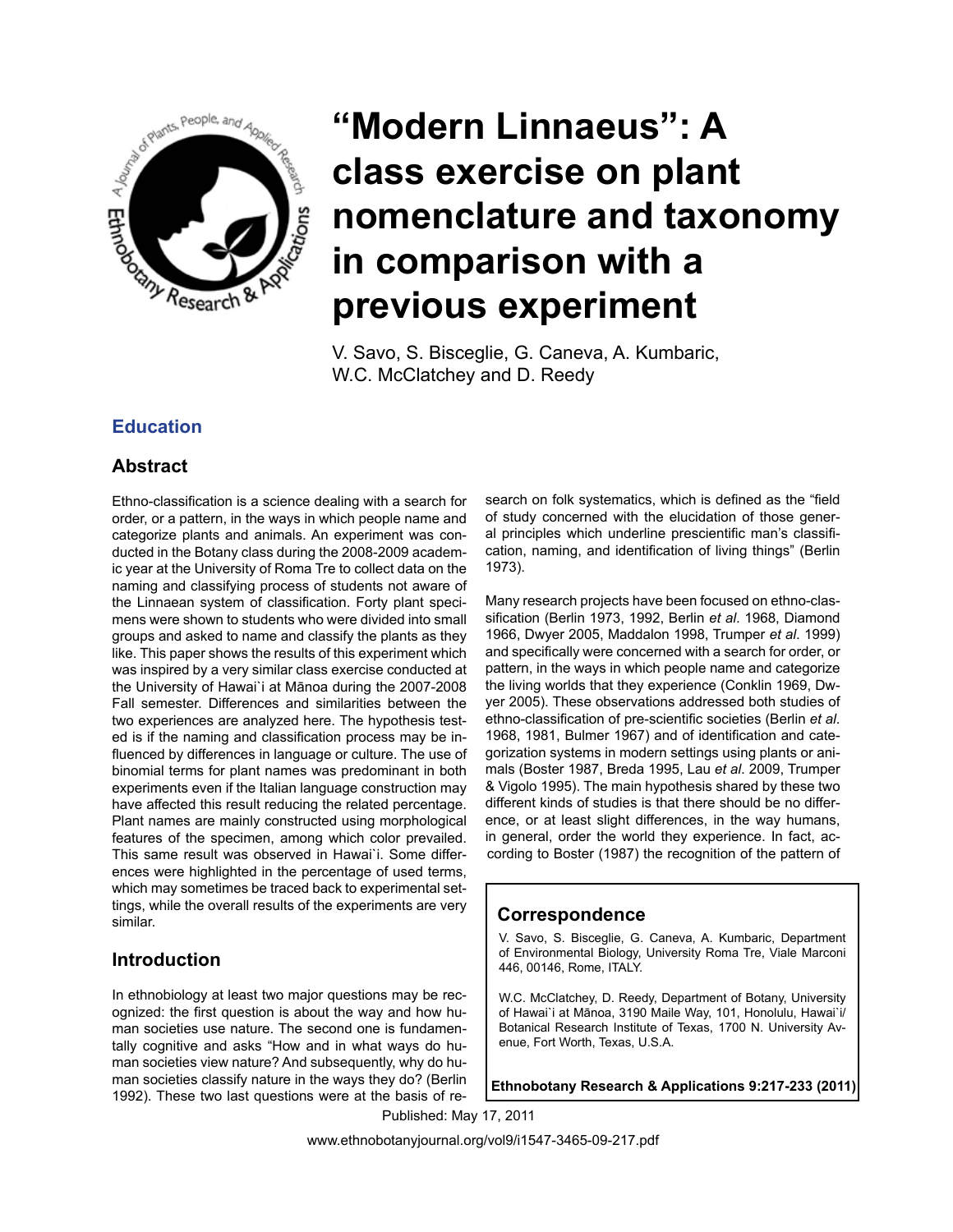# "Modern Linnaeus": A class exercise on plant nomenclature and taxonomy in comparison with a previous experiment

V. Savo, S. Bisceglie, G. Caneva, A. Kumbaric, W.C. McClatchey and D. Reedy

## Education

## Abstract

Ethno-classification is a science dealing with a search for order, or a pattern, in the ways in which people name and categorize plants and animals. An experiment was conducted in the Botany class during the 2008-2009 academic year at the University of Roma Tre to collect data on the naming and classifying process of students not aware of the Linnaean system of classification. Forty plant specimens were shown to students who were divided into small groups and asked to name and classify the plants as they like. This paper shows the results of this experiment which was inspired by a very similar class exercise conducted at the University of Hawai`i at Mānoa during the 2007-2008 Fall semester. Differences and similarities between the two experiences are analyzed here. The hypothesis tested is if the naming and classification process may be influenced by differences in language or culture. The use of binomial terms for plant names was predominant in both experiments even if the Italian language construction may have affected this result reducing the related percentage. Plant names are mainly constructed using morphological features of the specimen, among which color prevailed. This same result was observed in Hawai`i. Some differences were highlighted in the percentage of used terms, which may sometimes be traced back to experimental settings, while the overall results of the experiments are very similar.

## Introduction

In ethnobiology at least two major questions may be recognized: the first question is about the way and how human societies use nature. The second one is fundamentally cognitive and asks "How and in what ways do human societies view nature? And subsequently, why do human societies classify nature in the ways they do? (Berlin 1992). These two last questions were at the basis of research on folk systematics, which is defined as the "field of study concerned with the elucidation of those general principles which underline prescientific man's classification, naming, and identification of living things" (Berlin 1973).

Many research projects have been focused on ethno-classification (Berlin 1973, 1992, Berlin *et al*. 1968, Diamond 1966, Dwyer 2005, Maddalon 1998, Trumper *et al*. 1999) and specifically were concerned with a search for order, or pattern, in the ways in which people name and categorize the living worlds that they experience (Conklin 1969, Dwyer 2005). These observations addressed both studies of ethno-classification of pre-scientific societies (Berlin *et al*. 1968, 1981, Bulmer 1967) and of identification and categorization systems in modern settings using plants or animals (Boster 1987, Breda 1995, Lau *et al*. 2009, Trumper & Vigolo 1995). The main hypothesis shared by these two different kinds of studies is that there should be no difference, or at least slight differences, in the way humans, in general, order the world they experience. In fact, according to Boster (1987) the recognition of the pattern of

## Correspondence

V. Savo, S. Bisceglie, G. Caneva, A. Kumbaric, Department of Environmental Biology, University Roma Tre, Viale Marconi 446, 00146, Rome, ITALY.

W.C. McClatchey, D. Reedy, Department of Botany, University of Hawai`i at Mānoa, 3190 Maile Way, 101, Honolulu, Hawai`i/ Botanical Research Institute of Texas, 1700 N. University Avenue, Fort Worth, Texas, U.S.A.

**Ethnobotany Research & Applications 9:217-233 (2011)**

Published: May 17, 2011

www.ethnobotanyjournal.org/vol9/i1547-3465-09-217.pdf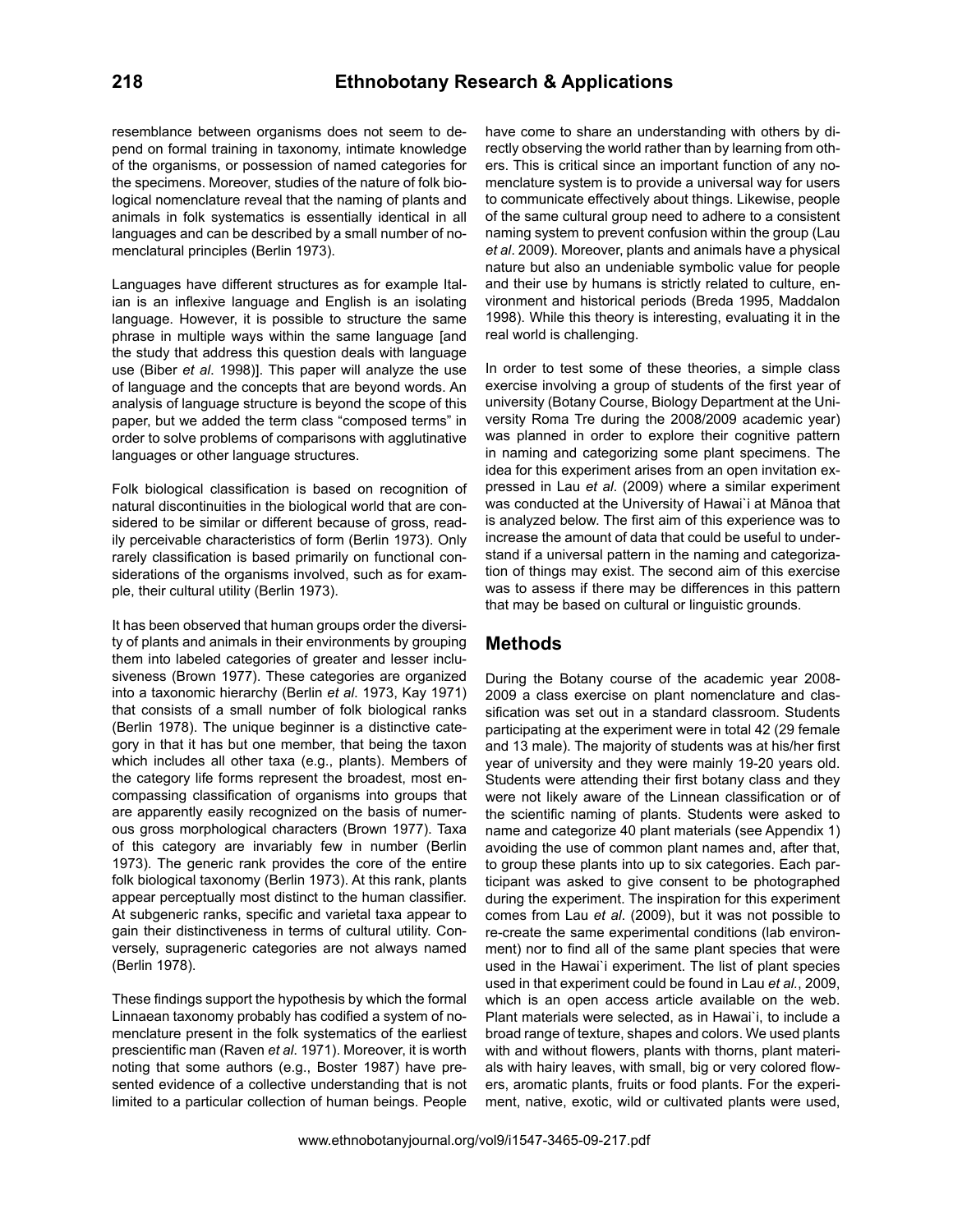resemblance between organisms does not seem to depend on formal training in taxonomy, intimate knowledge of the organisms, or possession of named categories for the specimens. Moreover, studies of the nature of folk biological nomenclature reveal that the naming of plants and animals in folk systematics is essentially identical in all languages and can be described by a small number of nomenclatural principles (Berlin 1973).

Languages have different structures as for example Italian is an inflexive language and English is an isolating language. However, it is possible to structure the same phrase in multiple ways within the same language [and the study that address this question deals with language use (Biber *et al*. 1998)]. This paper will analyze the use of language and the concepts that are beyond words. An analysis of language structure is beyond the scope of this paper, but we added the term class "composed terms" in order to solve problems of comparisons with agglutinative languages or other language structures.

Folk biological classification is based on recognition of natural discontinuities in the biological world that are considered to be similar or different because of gross, readily perceivable characteristics of form (Berlin 1973). Only rarely classification is based primarily on functional considerations of the organisms involved, such as for example, their cultural utility (Berlin 1973).

It has been observed that human groups order the diversity of plants and animals in their environments by grouping them into labeled categories of greater and lesser inclusiveness (Brown 1977). These categories are organized into a taxonomic hierarchy (Berlin *et al*. 1973, Kay 1971) that consists of a small number of folk biological ranks (Berlin 1978). The unique beginner is a distinctive category in that it has but one member, that being the taxon which includes all other taxa (e.g., plants). Members of the category life forms represent the broadest, most encompassing classification of organisms into groups that are apparently easily recognized on the basis of numerous gross morphological characters (Brown 1977). Taxa of this category are invariably few in number (Berlin 1973). The generic rank provides the core of the entire folk biological taxonomy (Berlin 1973). At this rank, plants appear perceptually most distinct to the human classifier. At subgeneric ranks, specific and varietal taxa appear to gain their distinctiveness in terms of cultural utility. Conversely, suprageneric categories are not always named (Berlin 1978).

These findings support the hypothesis by which the formal Linnaean taxonomy probably has codified a system of nomenclature present in the folk systematics of the earliest prescientific man (Raven *et al*. 1971). Moreover, it is worth noting that some authors (e.g., Boster 1987) have presented evidence of a collective understanding that is not limited to a particular collection of human beings. People have come to share an understanding with others by directly observing the world rather than by learning from others. This is critical since an important function of any nomenclature system is to provide a universal way for users to communicate effectively about things. Likewise, people of the same cultural group need to adhere to a consistent naming system to prevent confusion within the group (Lau *et al*. 2009). Moreover, plants and animals have a physical nature but also an undeniable symbolic value for people and their use by humans is strictly related to culture, environment and historical periods (Breda 1995, Maddalon 1998). While this theory is interesting, evaluating it in the real world is challenging.

In order to test some of these theories, a simple class exercise involving a group of students of the first year of university (Botany Course, Biology Department at the University Roma Tre during the 2008/2009 academic year) was planned in order to explore their cognitive pattern in naming and categorizing some plant specimens. The idea for this experiment arises from an open invitation expressed in Lau *et al*. (2009) where a similar experiment was conducted at the University of Hawai`i at Mānoa that is analyzed below. The first aim of this experience was to increase the amount of data that could be useful to understand if a universal pattern in the naming and categorization of things may exist. The second aim of this exercise was to assess if there may be differences in this pattern that may be based on cultural or linguistic grounds.

## Methods

During the Botany course of the academic year 2008-2009 a class exercise on plant nomenclature and classification was set out in a standard classroom. Students participating at the experiment were in total 42 (29 female and 13 male). The majority of students was at his/her first year of university and they were mainly 19-20 years old. Students were attending their first botany class and they were not likely aware of the Linnean classification or of the scientific naming of plants. Students were asked to name and categorize 40 plant materials (see Appendix 1) avoiding the use of common plant names and, after that, to group these plants into up to six categories. Each participant was asked to give consent to be photographed during the experiment. The inspiration for this experiment comes from Lau *et al*. (2009), but it was not possible to re-create the same experimental conditions (lab environment) nor to find all of the same plant species that were used in the Hawai`i experiment. The list of plant species used in that experiment could be found in Lau *et al.*, 2009, which is an open access article available on the web. Plant materials were selected, as in Hawai`i, to include a broad range of texture, shapes and colors. We used plants with and without flowers, plants with thorns, plant materials with hairy leaves, with small, big or very colored flowers, aromatic plants, fruits or food plants. For the experiment, native, exotic, wild or cultivated plants were used,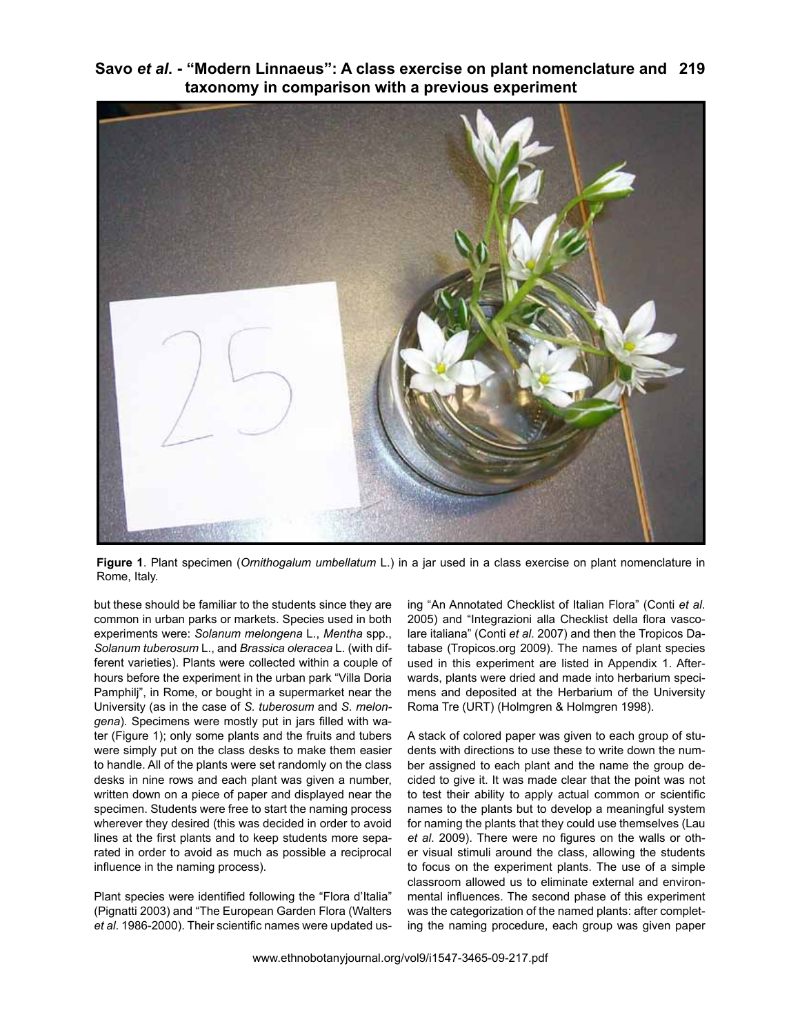**Figure 1**. Plant specimen (*Ornithogalum umbellatum* L.) in a jar used in a class exercise on plant nomenclature in Rome, Italy.

but these should be familiar to the students since they are common in urban parks or markets. Species used in both experiments were: *Solanum melongena* L., *Mentha* spp., *Solanum tuberosum* L., and *Brassica oleracea* L. (with different varieties). Plants were collected within a couple of hours before the experiment in the urban park "Villa Doria Pamphilj", in Rome, or bought in a supermarket near the University (as in the case of *S. tuberosum* and *S. melongena*). Specimens were mostly put in jars filled with water (Figure 1); only some plants and the fruits and tubers were simply put on the class desks to make them easier to handle. All of the plants were set randomly on the class desks in nine rows and each plant was given a number, written down on a piece of paper and displayed near the specimen. Students were free to start the naming process wherever they desired (this was decided in order to avoid lines at the first plants and to keep students more separated in order to avoid as much as possible a reciprocal influence in the naming process).

Plant species were identified following the "Flora d'Italia" (Pignatti 2003) and "The European Garden Flora (Walters *et al*. 1986-2000). Their scientific names were updated using "An Annotated Checklist of Italian Flora" (Conti *et al*. 2005) and "Integrazioni alla Checklist della flora vascolare italiana" (Conti *et al*. 2007) and then the Tropicos Database (Tropicos.org 2009). The names of plant species used in this experiment are listed in Appendix 1. Afterwards, plants were dried and made into herbarium specimens and deposited at the Herbarium of the University Roma Tre (URT) (Holmgren & Holmgren 1998).

A stack of colored paper was given to each group of students with directions to use these to write down the number assigned to each plant and the name the group decided to give it. It was made clear that the point was not to test their ability to apply actual common or scientific names to the plants but to develop a meaningful system for naming the plants that they could use themselves (Lau *et al*. 2009). There were no figures on the walls or other visual stimuli around the class, allowing the students to focus on the experiment plants. The use of a simple classroom allowed us to eliminate external and environmental influences. The second phase of this experiment was the categorization of the named plants: after completing the naming procedure, each group was given paper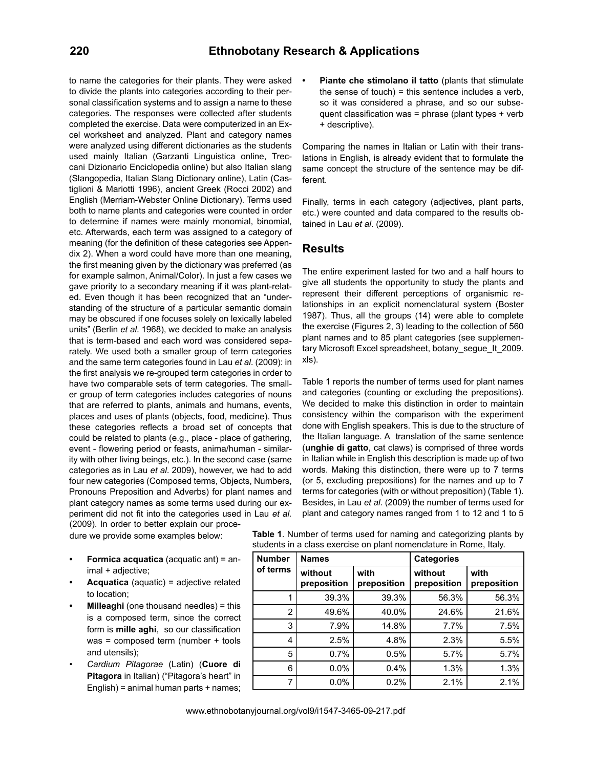to name the categories for their plants. They were asked to divide the plants into categories according to their personal classification systems and to assign a name to these categories. The responses were collected after students completed the exercise. Data were computerized in an Excel worksheet and analyzed. Plant and category names were analyzed using different dictionaries as the students used mainly Italian (Garzanti Linguistica online, Treccani Dizionario Enciclopedia online) but also Italian slang (Slangopedia, Italian Slang Dictionary online), Latin (Castiglioni & Mariotti 1996), ancient Greek (Rocci 2002) and English (Merriam-Webster Online Dictionary). Terms used both to name plants and categories were counted in order to determine if names were mainly monomial, binomial, etc. Afterwards, each term was assigned to a category of meaning (for the definition of these categories see Appendix 2). When a word could have more than one meaning, the first meaning given by the dictionary was preferred (as for example salmon, Animal/Color). In just a few cases we gave priority to a secondary meaning if it was plant-related. Even though it has been recognized that an "understanding of the structure of a particular semantic domain may be obscured if one focuses solely on lexically labeled units" (Berlin *et al*. 1968), we decided to make an analysis that is term-based and each word was considered separately. We used both a smaller group of term categories and the same term categories found in Lau *et al*. (2009): in the first analysis we re-grouped term categories in order to have two comparable sets of term categories. The smaller group of term categories includes categories of nouns that are referred to plants, animals and humens, events, places and uses of plants (objects, food, medicine). Thus these categories reflects a broad set of concepts that could be related to plants (e.g., place - place of gathering, event - flowering period or feasts, anima/human - similarity with other living beings, etc.). In the second case (same categories as in Lau *et al*. 2009), however, we had to add four new categories (Composed terms, Objects, Numbers, Pronouns Preposition and Adverbs) for plant names and plant category names as some terms used during our experiment did not fit into the categories used in Lau *et al.* (2009). In order to better explain our procedure we provide some examples below:

- **Formica acquatica** (acquatic ant) = animal + adjective;
- **Acquatica** (aquatic) = adjective related to location;
- **Milleaghi** (one thousand needles) = this is a composed term, since the correct form is **mille aghi**, so our classification was = composed term (number + tools and utensils);
- *Cardium Pitagorae* (Latin) (**Cuore di Pitagora** in Italian) ("Pitagora's heart" in English) = animal human parts + names;
- **Piante che stimolano il tatto** (plants that stimulate the sense of touch) = this sentence includes a verb, so it was considered a phrase, and so our subsequent classification was = phrase (plant types + verb + descriptive).

Comparing the names in Italian or Latin with their translations in English, is already evident that to formulate the same concept the structure of the sentence may be different.

Finally, terms in each category (adjectives, plant parts, etc.) were counted and data compared to the results obtained in Lau *et al*. (2009).

## Results

The entire experiment lasted for two and a half hours to give all students the opportunity to study the plants and represent their different perceptions of organismic relationships in an explicit nomenclatural system (Boster 1987). Thus, all the groups (14) were able to complete the exercise (Figures 2, 3) leading to the collection of 560 plant names and to 85 plant categories (see supplementary Microsoft Excel spreadsheet, botany_segue_It_2009.xls).

Table 1 reports the number of terms used for plant names and categories (counting or excluding the prepositions). We decided to make this distinction in order to maintain consistency within the comparison with the experiment done with English speakers. This is due to the structure of the Italian language. A translation of the same sentence (**unghie di gatto**, cat claws) is comprised of three words in Italian while in English this description is made up of two words. Making this distinction, there were up to 7 terms (or 5, excluding prepositions) for the names and up to 7 terms for categories (with or without preposition) (Table 1). Besides, in Lau *et al*. (2009) the number of terms used for plant and category names ranged from 1 to 12 and 1 to 5

**Table 1**. Number of terms used for naming and categorizing plants by students in a class exercise on plant nomenclature in Rome, Italy.

| Number of terms | Names | | Categories | |
|---|---|---|---|---|
| | without preposition | with preposition | without preposition | with preposition |
| 1 | 39.3% | 39.3% | 56.3% | 56.3% |
| 2 | 49.6% | 40.0% | 24.6% | 21.6% |
| 3 | 7.9% | 14.8% | 7.7% | 7.5% |
| 4 | 2.5% | 4.8% | 2.3% | 5.5% |
| 5 | 0.7% | 0.5% | 5.7% | 5.7% |
| 6 | 0.0% | 0.4% | 1.3% | 1.3% |
| 7 | 0.0% | 0.2% | 2.1% | 2.1% |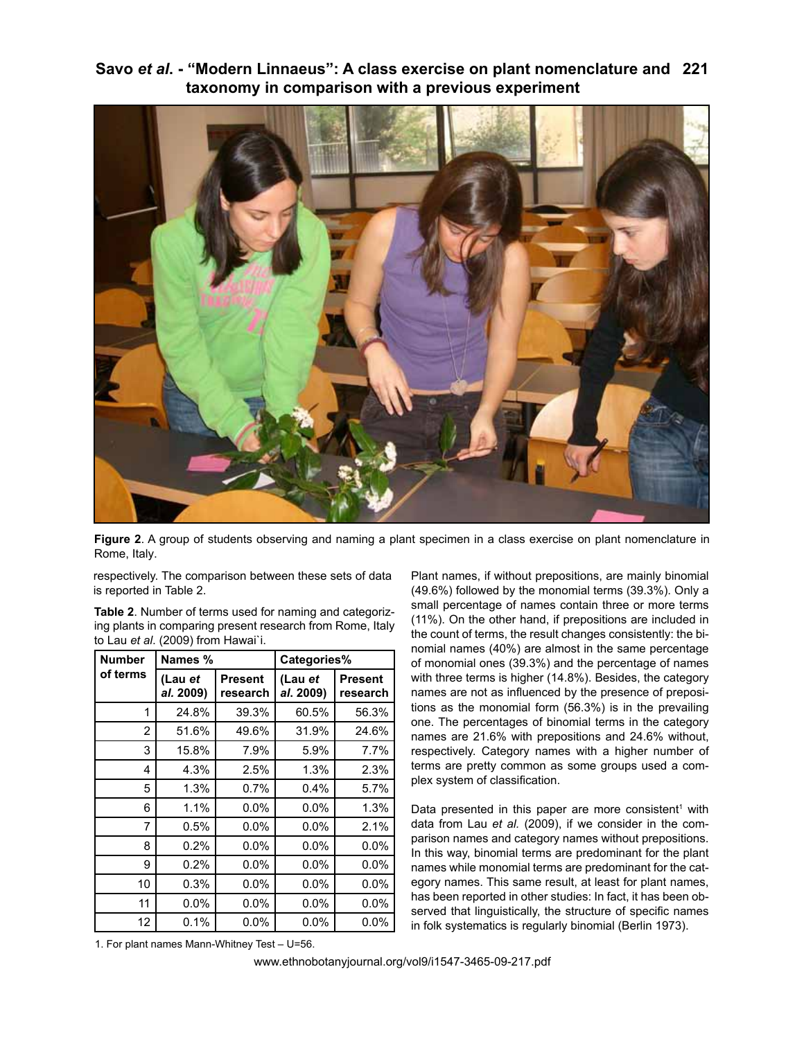Figure 2. A group of students observing and naming a plant specimen in a class exercise on plant nomenclature in Rome, Italy.

respectively. The comparison between these sets of data is reported in Table 2.

**Table 2**. Number of terms used for naming and categorizing plants in comparing present research from Rome, Italy to Lau *et al*. (2009) from Hawai`i.

| Number of terms | Names % | | Categories% | |
|---|---|---|---|---|
| | (Lau *et al*. 2009) | Present research | (Lau *et al*. 2009) | Present research |
| 1 | 24.8% | 39.3% | 60.5% | 56.3% |
| 2 | 51.6% | 49.6% | 31.9% | 24.6% |
| 3 | 15.8% | 7.9% | 5.9% | 7.7% |
| 4 | 4.3% | 2.5% | 1.3% | 2.3% |
| 5 | 1.3% | 0.7% | 0.4% | 5.7% |
| 6 | 1.1% | 0.0% | 0.0% | 1.3% |
| 7 | 0.5% | 0.0% | 0.0% | 2.1% |
| 8 | 0.2% | 0.0% | 0.0% | 0.0% |
| 9 | 0.2% | 0.0% | 0.0% | 0.0% |
| 10 | 0.3% | 0.0% | 0.0% | 0.0% |
| 11 | 0.0% | 0.0% | 0.0% | 0.0% |
| 12 | 0.1% | 0.0% | 0.0% | 0.0% |

Plant names, if without prepositions, are mainly binomial (49.6%) followed by the monomial terms (39.3%). Only a small percentage of names contain three or more terms (11%). On the other hand, if prepositions are included in the count of terms, the result changes consistently: the binomial names (40%) are almost in the same percentage of monomial ones (39.3%) and the percentage of names with three terms is higher (14.8%). Besides, the category names are not as influenced by the presence of prepositions as the monomial form (56.3%) is in the prevailing one. The percentages of binomial terms in the category names are 21.6% with prepositions and 24.6% without, respectively. Category names with a higher number of terms are pretty common as some groups used a complex system of classification.

Data presented in this paper are more consistent[1] with data from Lau *et al.* (2009), if we consider in the comparison names and category names without prepositions. In this way, binomial terms are predominant for the plant names while monomial terms are predominant for the category names. This same result, at least for plant names, has been reported in other studies: In fact, it has been observed that linguistically, the structure of specific names in folk systematics is regularly binomial (Berlin 1973).

1. For plant names Mann-Whitney Test – U=56.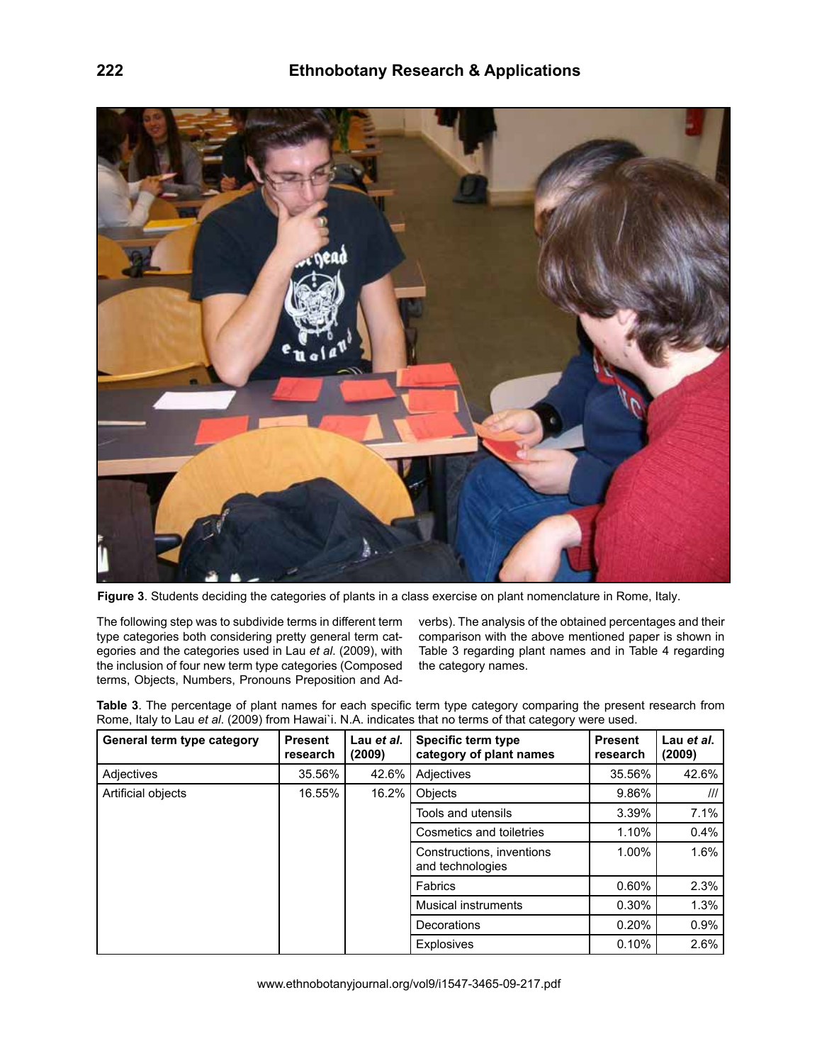Figure 3. Students deciding the categories of plants in a class exercise on plant nomenclature in Rome, Italy.

The following step was to subdivide terms in different term type categories both considering pretty general term categories and the categories used in Lau *et al.* (2009), with the inclusion of four new term type categories (Composed terms, Objects, Numbers, Pronouns Preposition and Adverbs). The analysis of the obtained percentages and their comparison with the above mentioned paper is shown in Table 3 regarding plant names and in Table 4 regarding the category names.

**Table 3**. The percentage of plant names for each specific term type category comparing the present research from Rome, Italy to Lau *et al.* (2009) from Hawai`i. N.A. indicates that no terms of that category were used.

| General term type category | Present research | Lau *et al.* (2009) | Specific term type category of plant names | Present research | Lau *et al.* (2009) |
|---|---|---|---|---|---|
| Adjectives | 35.56% | 42.6% | Adjectives | 35.56% | 42.6% |
| Artificial objects | 16.55% | 16.2% | Objects | 9.86% | /// |
| | | | Tools and utensils | 3.39% | 7.1% |
| | | | Cosmetics and toiletries | 1.10% | 0.4% |
| | | | Constructions, inventions and technologies | 1.00% | 1.6% |
| | | | Fabrics | 0.60% | 2.3% |
| | | | Musical instruments | 0.30% | 1.3% |
| | | | Decorations | 0.20% | 0.9% |
| | | | Explosives | 0.10% | 2.6% |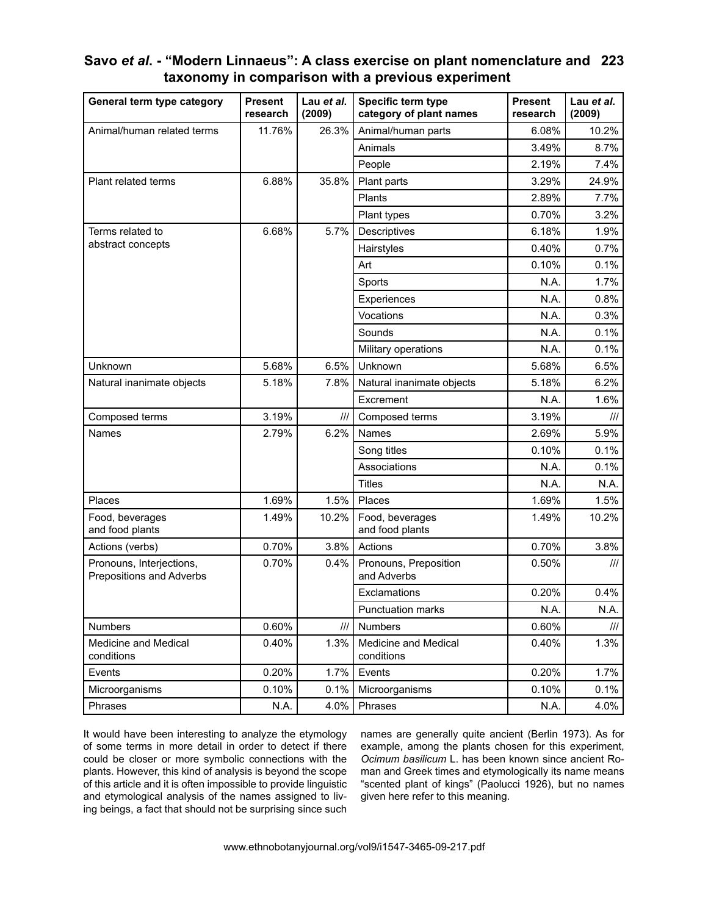| General term type category | Present research | Lau *et al.* (2009) | Specific term type category of plant names | Present research | Lau *et al.* (2009) |
|---|---|---|---|---|---|
| Animal/human related terms | 11.76% | 26.3% | Animal/human parts | 6.08% | 10.2% |
| | | | Animals | 3.49% | 8.7% |
| | | | People | 2.19% | 7.4% |
| Plant related terms | 6.88% | 35.8% | Plant parts | 3.29% | 24.9% |
| | | | Plants | 2.89% | 7.7% |
| | | | Plant types | 0.70% | 3.2% |
| Terms related to abstract concepts | 6.68% | 5.7% | Descriptives | 6.18% | 1.9% |
| | | | Hairstyles | 0.40% | 0.7% |
| | | | Art | 0.10% | 0.1% |
| | | | Sports | N.A. | 1.7% |
| | | | Experiences | N.A. | 0.8% |
| | | | Vocations | N.A. | 0.3% |
| | | | Sounds | N.A. | 0.1% |
| | | | Military operations | N.A. | 0.1% |
| Unknown | 5.68% | 6.5% | Unknown | 5.68% | 6.5% |
| Natural inanimate objects | 5.18% | 7.8% | Natural inanimate objects | 5.18% | 6.2% |
| | | | Excrement | N.A. | 1.6% |
| Composed terms | 3.19% | /// | Composed terms | 3.19% | /// |
| Names | 2.79% | 6.2% | Names | 2.69% | 5.9% |
| | | | Song titles | 0.10% | 0.1% |
| | | | Associations | N.A. | 0.1% |
| | | | Titles | N.A. | N.A. |
| Places | 1.69% | 1.5% | Places | 1.69% | 1.5% |
| Food, beverages and food plants | 1.49% | 10.2% | Food, beverages and food plants | 1.49% | 10.2% |
| Actions (verbs) | 0.70% | 3.8% | Actions | 0.70% | 3.8% |
| Pronouns, Interjections, Prepositions and Adverbs | 0.70% | 0.4% | Pronouns, Preposition and Adverbs | 0.50% | /// |
| | | | Exclamations | 0.20% | 0.4% |
| | | | Punctuation marks | N.A. | N.A. |
| Numbers | 0.60% | /// | Numbers | 0.60% | /// |
| Medicine and Medical conditions | 0.40% | 1.3% | Medicine and Medical conditions | 0.40% | 1.3% |
| Events | 0.20% | 1.7% | Events | 0.20% | 1.7% |
| Microorganisms | 0.10% | 0.1% | Microorganisms | 0.10% | 0.1% |
| Phrases | N.A. | 4.0% | Phrases | N.A. | 4.0% |

It would have been interesting to analyze the etymology of some terms in more detail in order to detect if there could be closer or more symbolic connections with the plants. However, this kind of analysis is beyond the scope of this article and it is often impossible to provide linguistic and etymological analysis of the names assigned to living beings, a fact that should not be surprising since such names are generally quite ancient (Berlin 1973). As for example, among the plants chosen for this experiment, *Ocimum basilicum* L. has been known since ancient Roman and Greek times and etymologically its name means "scented plant of kings" (Paolucci 1926), but no names given here refer to this meaning.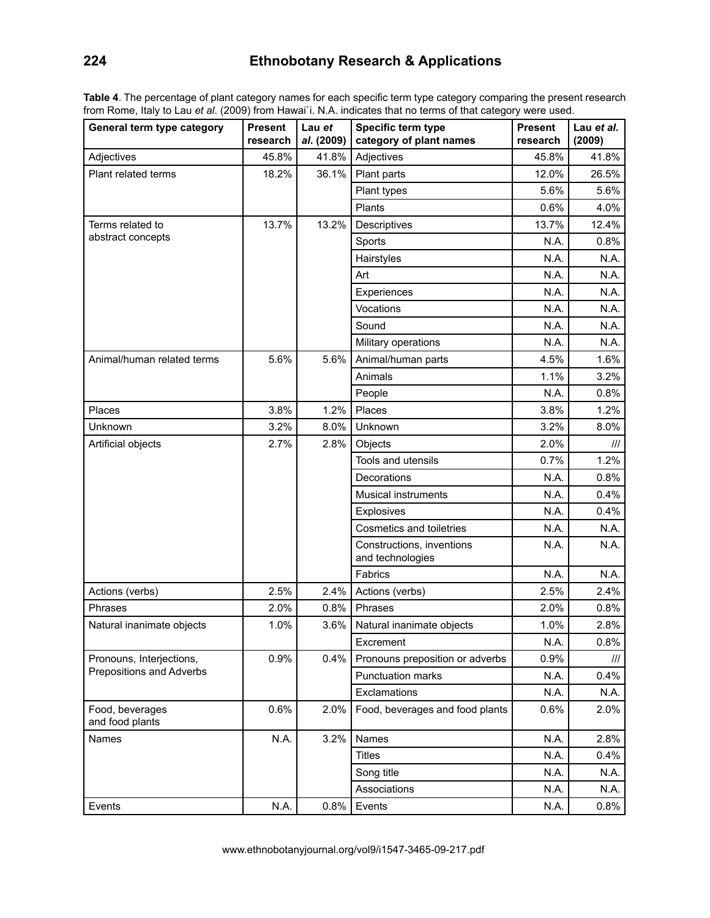**Table 4**. The percentage of plant category names for each specific term type category comparing the present research from Rome, Italy to Lau *et al*. (2009) from Hawai`i. N.A. indicates that no terms of that category were used.

| General term type category | Present research | Lau *et al*. (2009) | Specific term type category of plant names | Present research | Lau *et al.* (2009) |
|---|---|---|---|---|---|
| Adjectives | 45.8% | 41.8% | Adjectives | 45.8% | 41.8% |
| Plant related terms | 18.2% | 36.1% | Plant parts | 12.0% | 26.5% |
| | | | Plant types | 5.6% | 5.6% |
| | | | Plants | 0.6% | 4.0% |
| Terms related to abstract concepts | 13.7% | 13.2% | Descriptives | 13.7% | 12.4% |
| | | | Sports | N.A. | 0.8% |
| | | | Hairstyles | N.A. | N.A. |
| | | | Art | N.A. | N.A. |
| | | | Experiences | N.A. | N.A. |
| | | | Vocations | N.A. | N.A. |
| | | | Sound | N.A. | N.A. |
| | | | Military operations | N.A. | N.A. |
| Animal/human related terms | 5.6% | 5.6% | Animal/human parts | 4.5% | 1.6% |
| | | | Animals | 1.1% | 3.2% |
| | | | People | N.A. | 0.8% |
| Places | 3.8% | 1.2% | Places | 3.8% | 1.2% |
| Unknown | 3.2% | 8.0% | Unknown | 3.2% | 8.0% |
| Artificial objects | 2.7% | 2.8% | Objects | 2.0% | /// |
| | | | Tools and utensils | 0.7% | 1.2% |
| | | | Decorations | N.A. | 0.8% |
| | | | Musical instruments | N.A. | 0.4% |
| | | | Explosives | N.A. | 0.4% |
| | | | Cosmetics and toiletries | N.A. | N.A. |
| | | | Constructions, inventions and technologies | N.A. | N.A. |
| | | | Fabrics | N.A. | N.A. |
| Actions (verbs) | 2.5% | 2.4% | Actions (verbs) | 2.5% | 2.4% |
| Phrases | 2.0% | 0.8% | Phrases | 2.0% | 0.8% |
| Natural inanimate objects | 1.0% | 3.6% | Natural inanimate objects | 1.0% | 2.8% |
| | | | Excrement | N.A. | 0.8% |
| Pronouns, Interjections, Prepositions and Adverbs | 0.9% | 0.4% | Pronouns preposition or adverbs | 0.9% | /// |
| | | | Punctuation marks | N.A. | 0.4% |
| | | | Exclamations | N.A. | N.A. |
| Food, beverages and food plants | 0.6% | 2.0% | Food, beverages and food plants | 0.6% | 2.0% |
| Names | N.A. | 3.2% | Names | N.A. | 2.8% |
| | | | Titles | N.A. | 0.4% |
| | | | Song title | N.A. | N.A. |
| | | | Associations | N.A. | N.A. |
| Events | N.A. | 0.8% | Events | N.A. | 0.8% |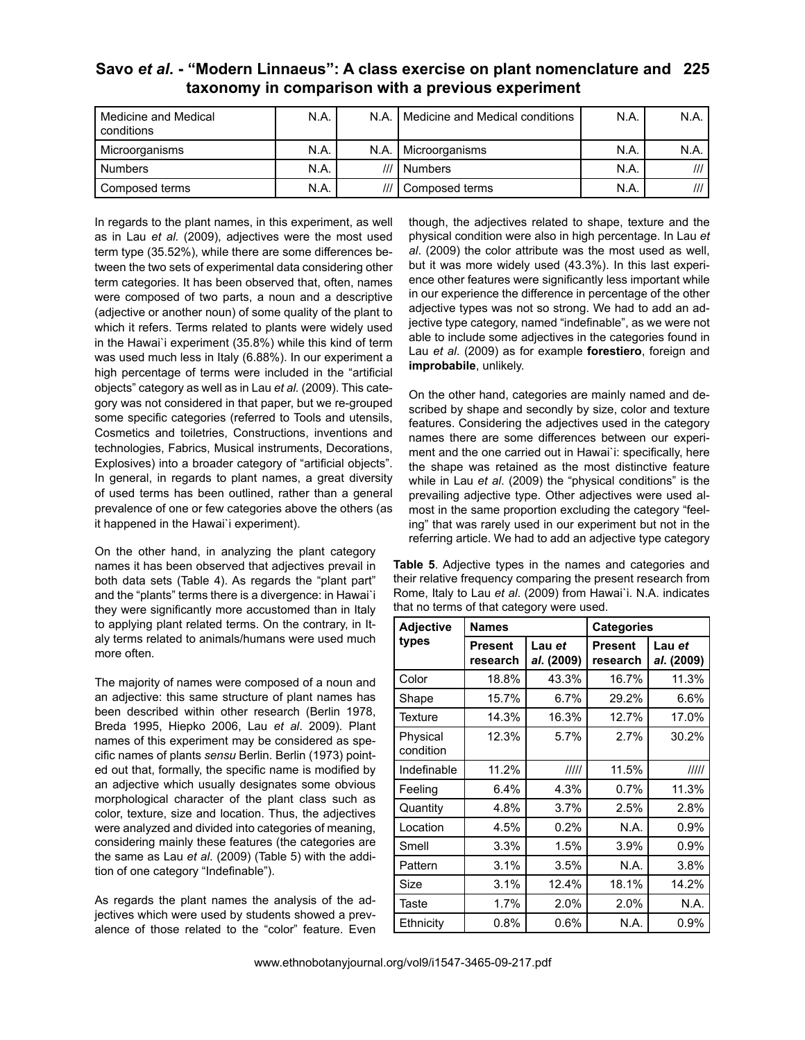| Medicine and Medical conditions | N.A. | N.A. | Medicine and Medical conditions | N.A. | N.A. |
|---|---|---|---|---|---|
| Microorganisms | N.A. | N.A. | Microorganisms | N.A. | N.A. |
| Numbers | N.A. | /// | Numbers | N.A. | /// |
| Composed terms | N.A. | /// | Composed terms | N.A. | /// |

In regards to the plant names, in this experiment, as well as in Lau *et al.* (2009), adjectives were the most used term type (35.52%), while there are some differences between the two sets of experimental data considering other term categories. It has been observed that, often, names were composed of two parts, a noun and a descriptive (adjective or another noun) of some quality of the plant to which it refers. Terms related to plants were widely used in the Hawai`i experiment (35.8%) while this kind of term was used much less in Italy (6.88%). In our experiment a high percentage of terms were included in the "artificial objects" category as well as in Lau *et al.* (2009). This category was not considered in that paper, but we re-grouped some specific categories (referred to Tools and utensils, Cosmetics and toiletries, Constructions, inventions and technologies, Fabrics, Musical instruments, Decorations, Explosives) into a broader category of "artificial objects". In general, in regards to plant names, a great diversity of used terms has been outlined, rather than a general prevalence of one or few categories above the others (as it happened in the Hawai`i experiment).

On the other hand, in analyzing the plant category names it has been observed that adjectives prevail in both data sets (Table 4). As regards the "plant part" and the "plants" terms there is a divergence: in Hawai`i they were significantly more accustomed than in Italy to applying plant related terms. On the contrary, in Italy terms related to animals/humans were used much more often.

The majority of names were composed of a noun and an adjective: this same structure of plant names has been described within other research (Berlin 1978, Breda 1995, Hiepko 2006, Lau *et al*. 2009). Plant names of this experiment may be considered as specific names of plants *sensu* Berlin. Berlin (1973) pointed out that, formally, the specific name is modified by an adjective which usually designates some obvious morphological character of the plant class such as color, texture, size and location. Thus, the adjectives were analyzed and divided into categories of meaning, considering mainly these features (the categories are the same as Lau *et al*. (2009) (Table 5) with the addition of one category "Indefinable").

As regards the plant names the analysis of the adjectives which were used by students showed a prevalence of those related to the "color" feature. Even though, the adjectives related to shape, texture and the physical condition were also in high percentage. In Lau *et al*. (2009) the color attribute was the most used as well, but it was more widely used (43.3%). In this last experience other features were significantly less important while in our experience the difference in percentage of the other adjective types was not so strong. We had to add an adjective type category, named "indefinable", as we were not able to include some adjectives in the categories found in Lau *et al*. (2009) as for example **forestiero**, foreign and **improbabile**, unlikely.

On the other hand, categories are mainly named and described by shape and secondly by size, color and texture features. Considering the adjectives used in the category names there are some differences between our experiment and the one carried out in Hawai`i: specifically, here the shape was retained as the most distinctive feature while in Lau *et al*. (2009) the "physical conditions" is the prevailing adjective type. Other adjectives were used almost in the same proportion excluding the category "feeling" that was rarely used in our experiment but not in the referring article. We had to add an adjective type category

**Table 5**. Adjective types in the names and categories and their relative frequency comparing the present research from Rome, Italy to Lau *et al*. (2009) from Hawai`i. N.A. indicates that no terms of that category were used.

| Adjective types | Names | | Categories | |
|---|---|---|---|---|
| | Present research | Lau *et al*. (2009) | Present research | Lau *et al*. (2009) |
| Color | 18.8% | 43.3% | 16.7% | 11.3% |
| Shape | 15.7% | 6.7% | 29.2% | 6.6% |
| Texture | 14.3% | 16.3% | 12.7% | 17.0% |
| Physical condition | 12.3% | 5.7% | 2.7% | 30.2% |
| Indefinable | 11.2% | ///// | 11.5% | ///// |
| Feeling | 6.4% | 4.3% | 0.7% | 11.3% |
| Quantity | 4.8% | 3.7% | 2.5% | 2.8% |
| Location | 4.5% | 0.2% | N.A. | 0.9% |
| Smell | 3.3% | 1.5% | 3.9% | 0.9% |
| Pattern | 3.1% | 3.5% | N.A. | 3.8% |
| Size | 3.1% | 12.4% | 18.1% | 14.2% |
| Taste | 1.7% | 2.0% | 2.0% | N.A. |
| Ethnicity | 0.8% | 0.6% | N.A. | 0.9% |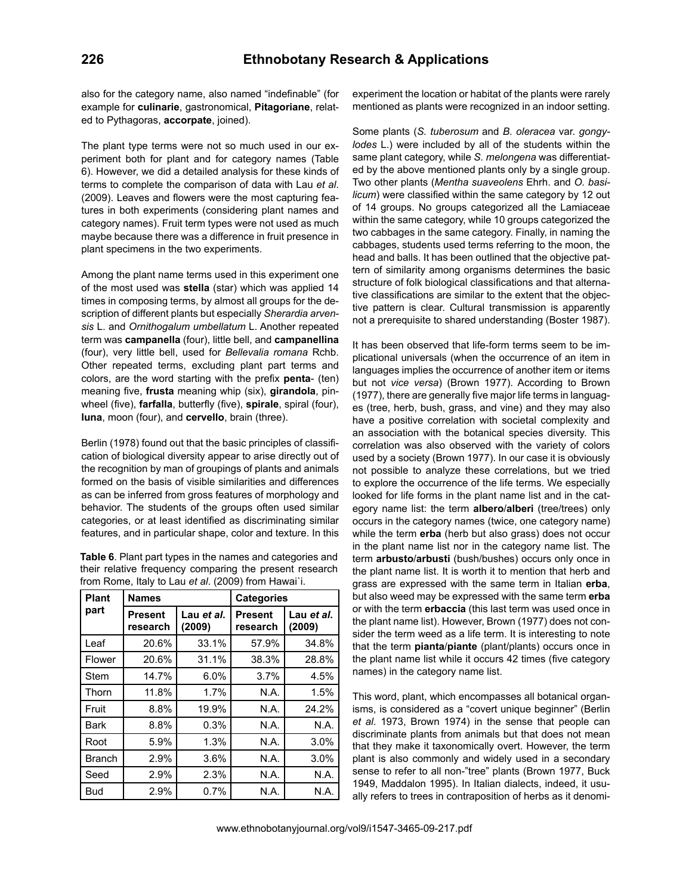also for the category name, also named "indefinable" (for example for **culinarie**, gastronomical, **Pitagoriane**, related to Pythagoras, **accorpate**, joined).

The plant type terms were not so much used in our experiment both for plant and for category names (Table 6). However, we did a detailed analysis for these kinds of terms to complete the comparison of data with Lau *et al*. (2009). Leaves and flowers were the most capturing features in both experiments (considering plant names and category names). Fruit term types were not used as much maybe because there was a difference in fruit presence in plant specimens in the two experiments.

Among the plant name terms used in this experiment one of the most used was **stella** (star) which was applied 14 times in composing terms, by almost all groups for the description of different plants but especially *Sherardia arvensis* L. and *Ornithogalum umbellatum* L. Another repeated term was **campanella** (four), little bell, and **campanellina** (four), very little bell, used for *Bellevalia romana* Rchb. Other repeated terms, excluding plant part terms and colors, are the word starting with the prefix **penta**- (ten) meaning five, **frusta** meaning whip (six), **girandola**, pinwheel (five), **farfalla**, butterfly (five), **spirale**, spiral (four), **luna**, moon (four), and **cervello**, brain (three).

Berlin (1978) found out that the basic principles of classification of biological diversity appear to arise directly out of the recognition by man of groupings of plants and animals formed on the basis of visible similarities and differences as can be inferred from gross features of morphology and behavior. The students of the groups often used similar categories, or at least identified as discriminating similar features, and in particular shape, color and texture. In this experiment the location or habitat of the plants were rarely mentioned as plants were recognized in an indoor setting.

**Table 6**. Plant part types in the names and categories and their relative frequency comparing the present research from Rome, Italy to Lau *et al*. (2009) from Hawai`i.

| Plant part | Names | | Categories | |
|---|---|---|---|---|
| | Present research | Lau *et al*. (2009) | Present research | Lau *et al*. (2009) |
| Leaf | 20.6% | 33.1% | 57.9% | 34.8% |
| Flower | 20.6% | 31.1% | 38.3% | 28.8% |
| Stem | 14.7% | 6.0% | 3.7% | 4.5% |
| Thorn | 11.8% | 1.7% | N.A. | 1.5% |
| Fruit | 8.8% | 19.9% | N.A. | 24.2% |
| Bark | 8.8% | 0.3% | N.A. | N.A. |
| Root | 5.9% | 1.3% | N.A. | 3.0% |
| Branch | 2.9% | 3.6% | N.A. | 3.0% |
| Seed | 2.9% | 2.3% | N.A. | N.A. |
| Bud | 2.9% | 0.7% | N.A. | N.A. |

Some plants (*S. tuberosum* and *B. oleracea* var. *gongylodes* L.) were included by all of the students within the same plant category, while *S. melongena* was differentiated by the above mentioned plants only by a single group. Two other plants (*Mentha suaveolens* Ehrh. and *O. basilicum*) were classified within the same category by 12 out of 14 groups. No groups categorized all the Lamiaceae within the same category, while 10 groups categorized the two cabbages in the same category. Finally, in naming the cabbages, students used terms referring to the moon, the head and balls. It has been outlined that the objective pattern of similarity among organisms determines the basic structure of folk biological classifications and that alternative classifications are similar to the extent that the objective pattern is clear. Cultural transmission is apparently not a prerequisite to shared understanding (Boster 1987).

It has been observed that life-form terms seem to be implicational universals (when the occurrence of an item in languages implies the occurrence of another item or items but not *vice versa*) (Brown 1977). According to Brown (1977), there are generally five major life terms in languages (tree, herb, bush, grass, and vine) and they may also have a positive correlation with societal complexity and an association with the botanical species diversity. This correlation was also observed with the variety of colors used by a society (Brown 1977). In our case it is obviously not possible to analyze these correlations, but we tried to explore the occurrence of the life terms. We especially looked for life forms in the plant name list and in the category name list: the term **albero**/**alberi** (tree/trees) only occurs in the category names (twice, one category name) while the term **erba** (herb but also grass) does not occur in the plant name list nor in the category name list. The term **arbusto**/**arbusti** (bush/bushes) occurs only once in the plant name list. It is worth it to mention that herb and grass are expressed with the same term in Italian **erba**, but also weed may be expressed with the same term **erba** or with the term **erbaccia** (this last term was used once in the plant name list). However, Brown (1977) does not consider the term weed as a life term. It is interesting to note that the term **pianta**/**piante** (plant/plants) occurs once in the plant name list while it occurs 42 times (five category names) in the category name list.

This word, plant, which encompasses all botanical organisms, is considered as a "covert unique beginner" (Berlin *et al*. 1973, Brown 1974) in the sense that people can discriminate plants from animals but that does not mean that they make it taxonomically overt. However, the term plant is also commonly and widely used in a secondary sense to refer to all non-"tree" plants (Brown 1977, Buck 1949, Maddalon 1995). In Italian dialects, indeed, it usually refers to trees in contraposition of herbs as it denomi-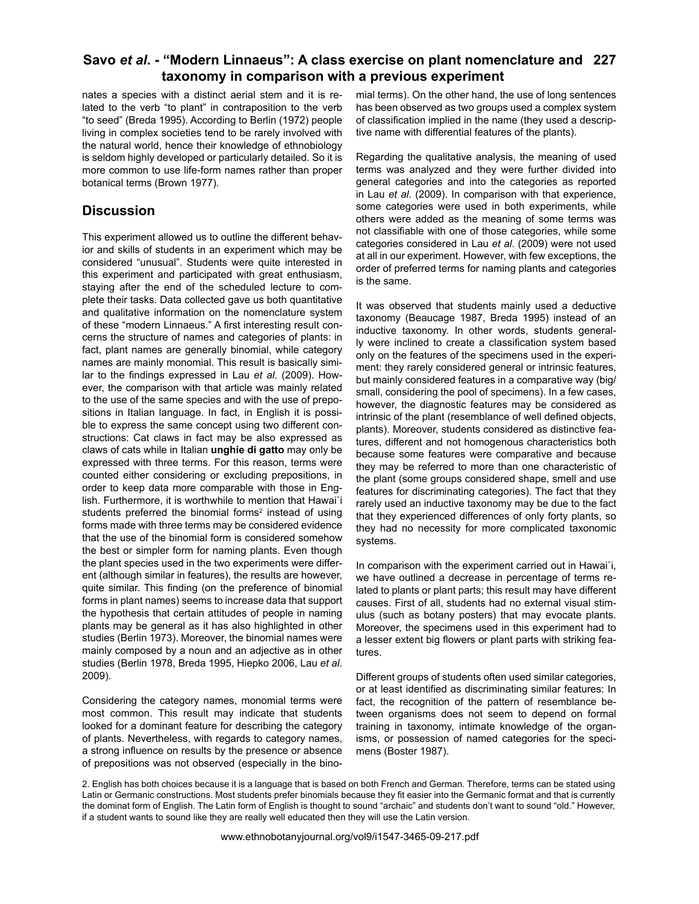nates a species with a distinct aerial stem and it is related to the verb "to plant" in contraposition to the verb "to seed" (Breda 1995). According to Berlin (1972) people living in complex societies tend to be rarely involved with the natural world, hence their knowledge of ethnobiology is seldom highly developed or particularly detailed. So it is more common to use life-form names rather than proper botanical terms (Brown 1977).

## Discussion

This experiment allowed us to outline the different behavior and skills of students in an experiment which may be considered "unusual". Students were quite interested in this experiment and participated with great enthusiasm, staying after the end of the scheduled lecture to complete their tasks. Data collected gave us both quantitative and qualitative information on the nomenclature system of these "modern Linnaeus." A first interesting result concerns the structure of names and categories of plants: in fact, plant names are generally binomial, while category names are mainly monomial. This result is basically similar to the findings expressed in Lau *et al*. (2009). However, the comparison with that article was mainly related to the use of the same species and with the use of prepositions in Italian language. In fact, in English it is possible to express the same concept using two different constructions: Cat claws in fact may be also expressed as claws of cats while in Italian **unghie di gatto** may only be expressed with three terms. For this reason, terms were counted either considering or excluding prepositions, in order to keep data more comparable with those in English. Furthermore, it is worthwhile to mention that Hawai`i students preferred the binomial forms[2] instead of using forms made with three terms may be considered evidence that the use of the binomial form is considered somehow the best or simpler form for naming plants. Even though the plant species used in the two experiments were different (although similar in features), the results are however, quite similar. This finding (on the preference of binomial forms in plant names) seems to increase data that support the hypothesis that certain attitudes of people in naming plants may be general as it has also highlighted in other studies (Berlin 1973). Moreover, the binomial names were mainly composed by a noun and an adjective as in other studies (Berlin 1978, Breda 1995, Hiepko 2006, Lau *et al*. 2009).

Considering the category names, monomial terms were most common. This result may indicate that students looked for a dominant feature for describing the category of plants. Nevertheless, with regards to category names, a strong influence on results by the presence or absence of prepositions was not observed (especially in the binomial terms). On the other hand, the use of long sentences has been observed as two groups used a complex system of classification implied in the name (they used a descriptive name with differential features of the plants).

Regarding the qualitative analysis, the meaning of used terms was analyzed and they were further divided into general categories and into the categories as reported in Lau *et al*. (2009). In comparison with that experience, some categories were used in both experiments, while others were added as the meaning of some terms was not classifiable with one of those categories, while some categories considered in Lau *et al*. (2009) were not used at all in our experiment. However, with few exceptions, the order of preferred terms for naming plants and categories is the same.

It was observed that students mainly used a deductive taxonomy (Beaucage 1987, Breda 1995) instead of an inductive taxonomy. In other words, students generally were inclined to create a classification system based only on the features of the specimens used in the experiment: they rarely considered general or intrinsic features, but mainly considered features in a comparative way (big/small, considering the pool of specimens). In a few cases, however, the diagnostic features may be considered as intrinsic of the plant (resemblance of well defined objects, plants). Moreover, students considered as distinctive features, different and not homogenous characteristics both because some features were comparative and because they may be referred to more than one characteristic of the plant (some groups considered shape, smell and use features for discriminating categories). The fact that they rarely used an inductive taxonomy may be due to the fact that they experienced differences of only forty plants, so they had no necessity for more complicated taxonomic systems.

In comparison with the experiment carried out in Hawai`i, we have outlined a decrease in percentage of terms related to plants or plant parts; this result may have different causes. First of all, students had no external visual stimulus (such as botany posters) that may evocate plants. Moreover, the specimens used in this experiment had to a lesser extent big flowers or plant parts with striking features.

Different groups of students often used similar categories, or at least identified as discriminating similar features: In fact, the recognition of the pattern of resemblance between organisms does not seem to depend on formal training in taxonomy, intimate knowledge of the organisms, or possession of named categories for the specimens (Boster 1987).

2. English has both choices because it is a language that is based on both French and German. Therefore, terms can be stated using Latin or Germanic constructions. Most students prefer binomials because they fit easier into the Germanic format and that is currently the dominat form of English. The Latin form of English is thought to sound "archaic" and students don't want to sound "old." However, if a student wants to sound like they are really well educated then they will use the Latin version.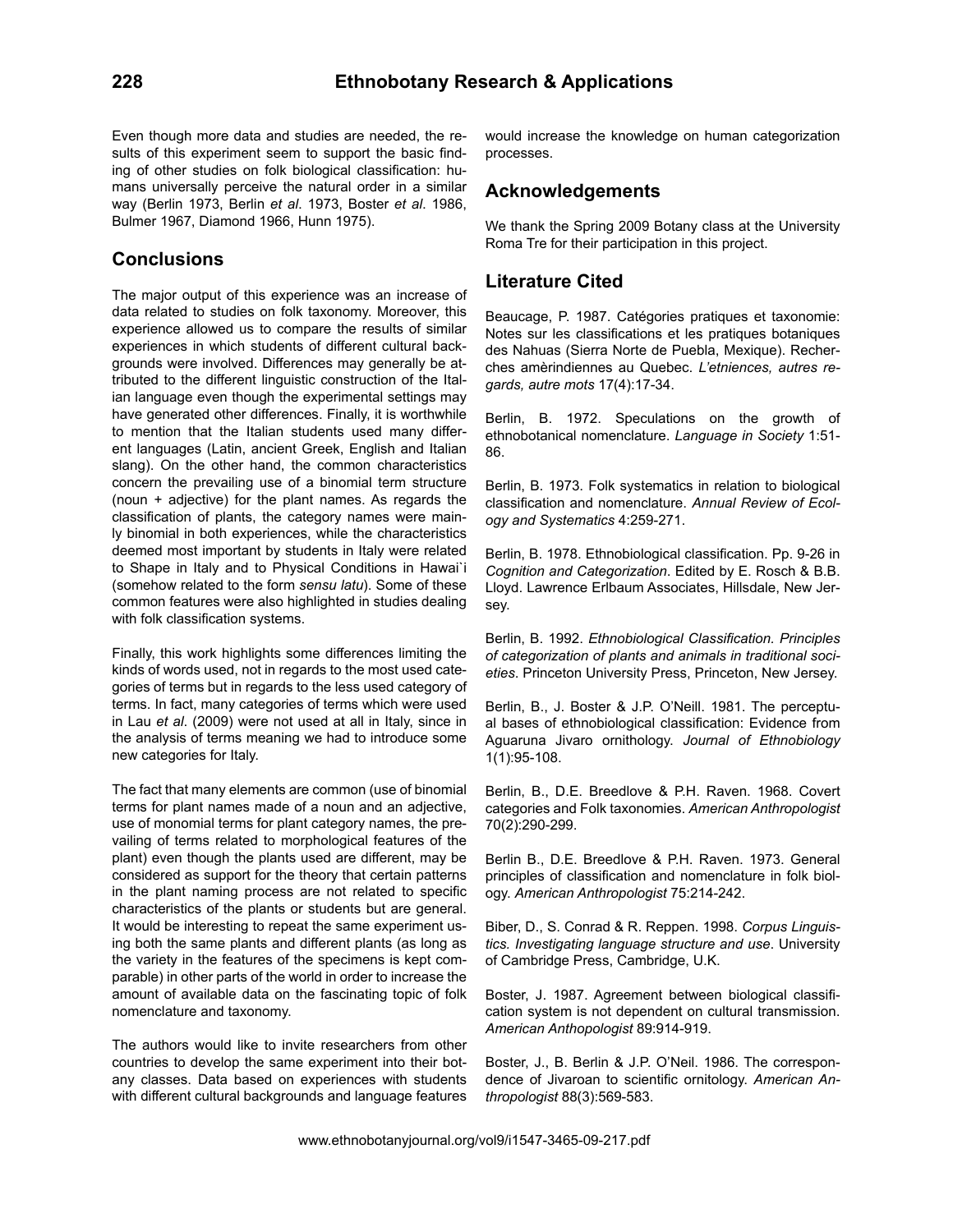Even though more data and studies are needed, the results of this experiment seem to support the basic finding of other studies on folk biological classification: humans universally perceive the natural order in a similar way (Berlin 1973, Berlin *et al*. 1973, Boster *et al*. 1986, Bulmer 1967, Diamond 1966, Hunn 1975).

## Conclusions

The major output of this experience was an increase of data related to studies on folk taxonomy. Moreover, this experience allowed us to compare the results of similar experiences in which students of different cultural backgrounds were involved. Differences may generally be attributed to the different linguistic construction of the Italian language even though the experimental settings may have generated other differences. Finally, it is worthwhile to mention that the Italian students used many different languages (Latin, ancient Greek, English and Italian slang). On the other hand, the common characteristics concern the prevailing use of a binomial term structure (noun + adjective) for the plant names. As regards the classification of plants, the category names were mainly binomial in both experiences, while the characteristics deemed most important by students in Italy were related to Shape in Italy and to Physical Conditions in Hawai`i (somehow related to the form *sensu latu*). Some of these common features were also highlighted in studies dealing with folk classification systems.

Finally, this work highlights some differences limiting the kinds of words used, not in regards to the most used categories of terms but in regards to the less used category of terms. In fact, many categories of terms which were used in Lau *et al*. (2009) were not used at all in Italy, since in the analysis of terms meaning we had to introduce some new categories for Italy.

The fact that many elements are common (use of binomial terms for plant names made of a noun and an adjective, use of monomial terms for plant category names, the prevailing of terms related to morphological features of the plant) even though the plants used are different, may be considered as support for the theory that certain patterns in the plant naming process are not related to specific characteristics of the plants or students but are general. It would be interesting to repeat the same experiment using both the same plants and different plants (as long as the variety in the features of the specimens is kept comparable) in other parts of the world in order to increase the amount of available data on the fascinating topic of folk nomenclature and taxonomy.

The authors would like to invite researchers from other countries to develop the same experiment into their botany classes. Data based on experiences with students with different cultural backgrounds and language features would increase the knowledge on human categorization processes.

## Acknowledgements

We thank the Spring 2009 Botany class at the University Roma Tre for their participation in this project.

## Literature Cited

Beaucage, P. 1987. Catégories pratiques et taxonomie: Notes sur les classifications et les pratiques botaniques des Nahuas (Sierra Norte de Puebla, Mexique). Recherches amèrindiennes au Quebec. *L'etniences, autres regards, autre mots* 17(4):17-34.

Berlin, B. 1972. Speculations on the growth of ethnobotanical nomenclature. *Language in Society* 1:51-86.

Berlin, B. 1973. Folk systematics in relation to biological classification and nomenclature. *Annual Review of Ecology and Systematics* 4:259-271.

Berlin, B. 1978. Ethnobiological classification. Pp. 9-26 in *Cognition and Categorization*. Edited by E. Rosch & B.B. Lloyd. Lawrence Erlbaum Associates, Hillsdale, New Jersey.

Berlin, B. 1992. *Ethnobiological Classification. Principles of categorization of plants and animals in traditional societies*. Princeton University Press, Princeton, New Jersey.

Berlin, B., J. Boster & J.P. O'Neill. 1981. The perceptual bases of ethnobiological classification: Evidence from Aguaruna Jivaro ornithology. *Journal of Ethnobiology* 1(1):95-108.

Berlin, B., D.E. Breedlove & P.H. Raven. 1968. Covert categories and Folk taxonomies. *American Anthropologist* 70(2):290-299.

Berlin B., D.E. Breedlove & P.H. Raven. 1973. General principles of classification and nomenclature in folk biology. *American Anthropologist* 75:214-242.

Biber, D., S. Conrad & R. Reppen. 1998. *Corpus Linguistics. Investigating language structure and use*. University of Cambridge Press, Cambridge, U.K.

Boster, J. 1987. Agreement between biological classification system is not dependent on cultural transmission. *American Anthopologist* 89:914-919.

Boster, J., B. Berlin & J.P. O'Neil. 1986. The correspondence of Jivaroan to scientific ornitology. *American Anthropologist* 88(3):569-583.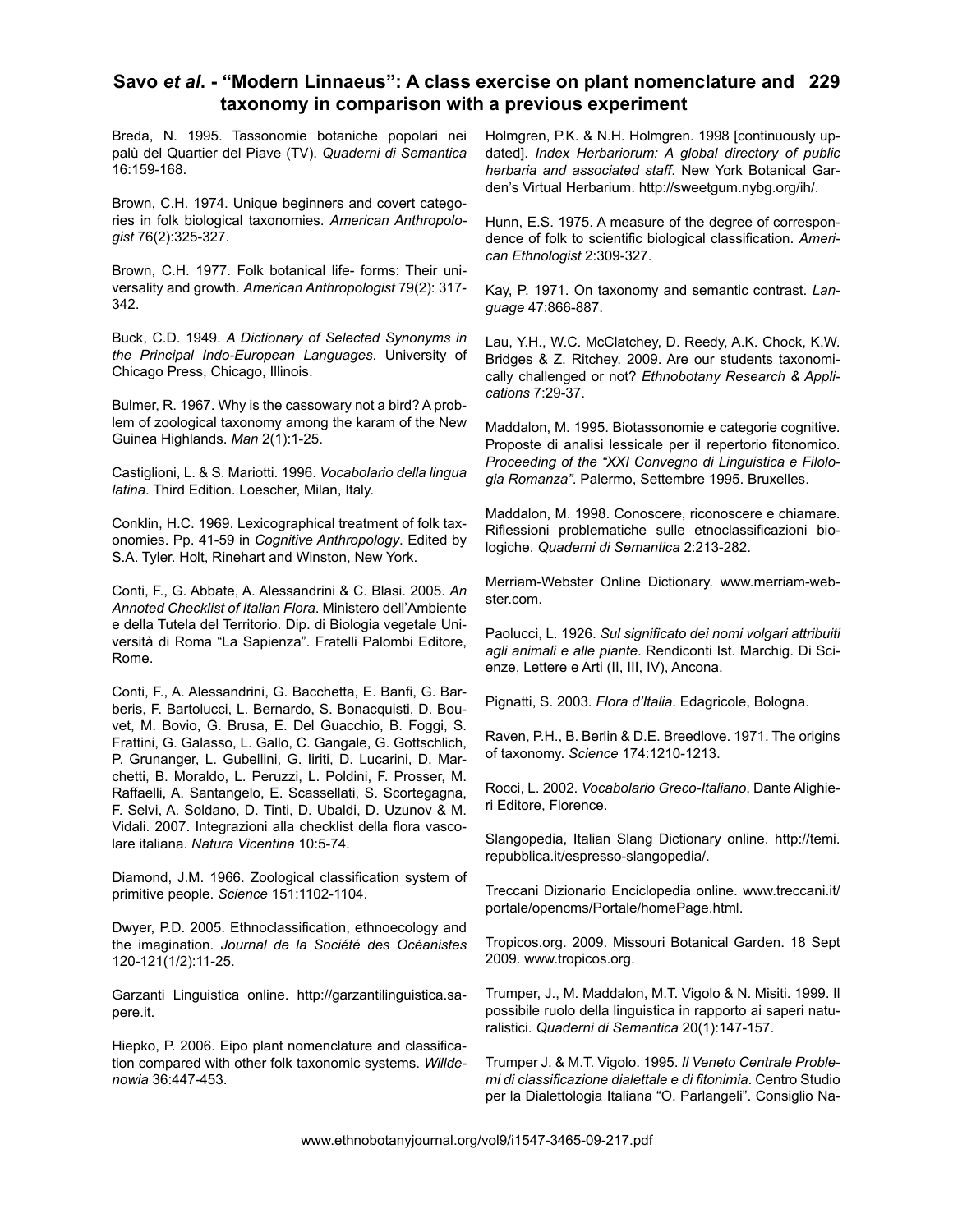Breda, N. 1995. Tassonomie botaniche popolari nei palù del Quartier del Piave (TV). *Quaderni di Semantica* 16:159-168.

Brown, C.H. 1974. Unique beginners and covert categories in folk biological taxonomies. *American Anthropologist* 76(2):325-327.

Brown, C.H. 1977. Folk botanical life- forms: Their universality and growth. *American Anthropologist* 79(2): 317-342.

Buck, C.D. 1949. *A Dictionary of Selected Synonyms in the Principal Indo-European Languages*. University of Chicago Press, Chicago, Illinois.

Bulmer, R. 1967. Why is the cassowary not a bird? A problem of zoological taxonomy among the karam of the New Guinea Highlands. *Man* 2(1):1-25.

Castiglioni, L. & S. Mariotti. 1996. *Vocabolario della lingua latina*. Third Edition. Loescher, Milan, Italy.

Conklin, H.C. 1969. Lexicographical treatment of folk taxonomies. Pp. 41-59 in *Cognitive Anthropology*. Edited by S.A. Tyler. Holt, Rinehart and Winston, New York.

Conti, F., G. Abbate, A. Alessandrini & C. Blasi. 2005. *An Annoted Checklist of Italian Flora*. Ministero dell'Ambiente e della Tutela del Territorio. Dip. di Biologia vegetale Università di Roma "La Sapienza". Fratelli Palombi Editore, Rome.

Conti, F., A. Alessandrini, G. Bacchetta, E. Banfi, G. Barberis, F. Bartolucci, L. Bernardo, S. Bonacquisti, D. Bouvet, M. Bovio, G. Brusa, E. Del Guacchio, B. Foggi, S. Frattini, G. Galasso, L. Gallo, C. Gangale, G. Gottschlich, P. Grunanger, L. Gubellini, G. Iiriti, D. Lucarini, D. Marchetti, B. Moraldo, L. Peruzzi, L. Poldini, F. Prosser, M. Raffaelli, A. Santangelo, E. Scassellati, S. Scortegagna, F. Selvi, A. Soldano, D. Tinti, D. Ubaldi, D. Uzunov & M. Vidali. 2007. Integrazioni alla checklist della flora vascolare italiana. *Natura Vicentina* 10:5-74.

Diamond, J.M. 1966. Zoological classification system of primitive people. *Science* 151:1102-1104.

Dwyer, P.D. 2005. Ethnoclassification, ethnoecology and the imagination. *Journal de la Société des Océanistes* 120-121(1/2):11-25.

Garzanti Linguistica online. http://garzantilinguistica.sapere.it.

Hiepko, P. 2006. Eipo plant nomenclature and classification compared with other folk taxonomic systems. *Willdenowia* 36:447-453.

Holmgren, P.K. & N.H. Holmgren. 1998 [continuously updated]. *Index Herbariorum: A global directory of public herbaria and associated staff*. New York Botanical Garden's Virtual Herbarium. http://sweetgum.nybg.org/ih/.

Hunn, E.S. 1975. A measure of the degree of correspondence of folk to scientific biological classification. *American Ethnologist* 2:309-327.

Kay, P. 1971. On taxonomy and semantic contrast. *Language* 47:866-887.

Lau, Y.H., W.C. McClatchey, D. Reedy, A.K. Chock, K.W. Bridges & Z. Ritchey. 2009. Are our students taxonomically challenged or not? *Ethnobotany Research & Applications* 7:29-37.

Maddalon, M. 1995. Biotassonomie e categorie cognitive. Proposte di analisi lessicale per il repertorio fitonomico. *Proceeding of the "XXI Convegno di Linguistica e Filologia Romanza"*. Palermo, Settembre 1995. Bruxelles.

Maddalon, M. 1998. Conoscere, riconoscere e chiamare. Riflessioni problematiche sulle etnoclassificazioni biologiche. *Quaderni di Semantica* 2:213-282.

Merriam-Webster Online Dictionary. www.merriam-webster.com.

Paolucci, L. 1926. *Sul significato dei nomi volgari attribuiti agli animali e alle piante*. Rendiconti Ist. Marchig. Di Scienze, Lettere e Arti (II, III, IV), Ancona.

Pignatti, S. 2003. *Flora d'Italia*. Edagricole, Bologna.

Raven, P.H., B. Berlin & D.E. Breedlove. 1971. The origins of taxonomy. *Science* 174:1210-1213.

Rocci, L. 2002. *Vocabolario Greco-Italiano*. Dante Alighieri Editore, Florence.

Slangopedia, Italian Slang Dictionary online. http://temi.repubblica.it/espresso-slangopedia/.

Treccani Dizionario Enciclopedia online. www.treccani.it/portale/opencms/Portale/homePage.html.

Tropicos.org. 2009. Missouri Botanical Garden. 18 Sept 2009. www.tropicos.org.

Trumper, J., M. Maddalon, M.T. Vigolo & N. Misiti. 1999. Il possibile ruolo della linguistica in rapporto ai saperi naturalistici. *Quaderni di Semantica* 20(1):147-157.

Trumper J. & M.T. Vigolo. 1995. *Il Veneto Centrale Problemi di classificazione dialettale e di fitonimia*. Centro Studio per la Dialettologia Italiana "O. Parlangeli". Consiglio Na-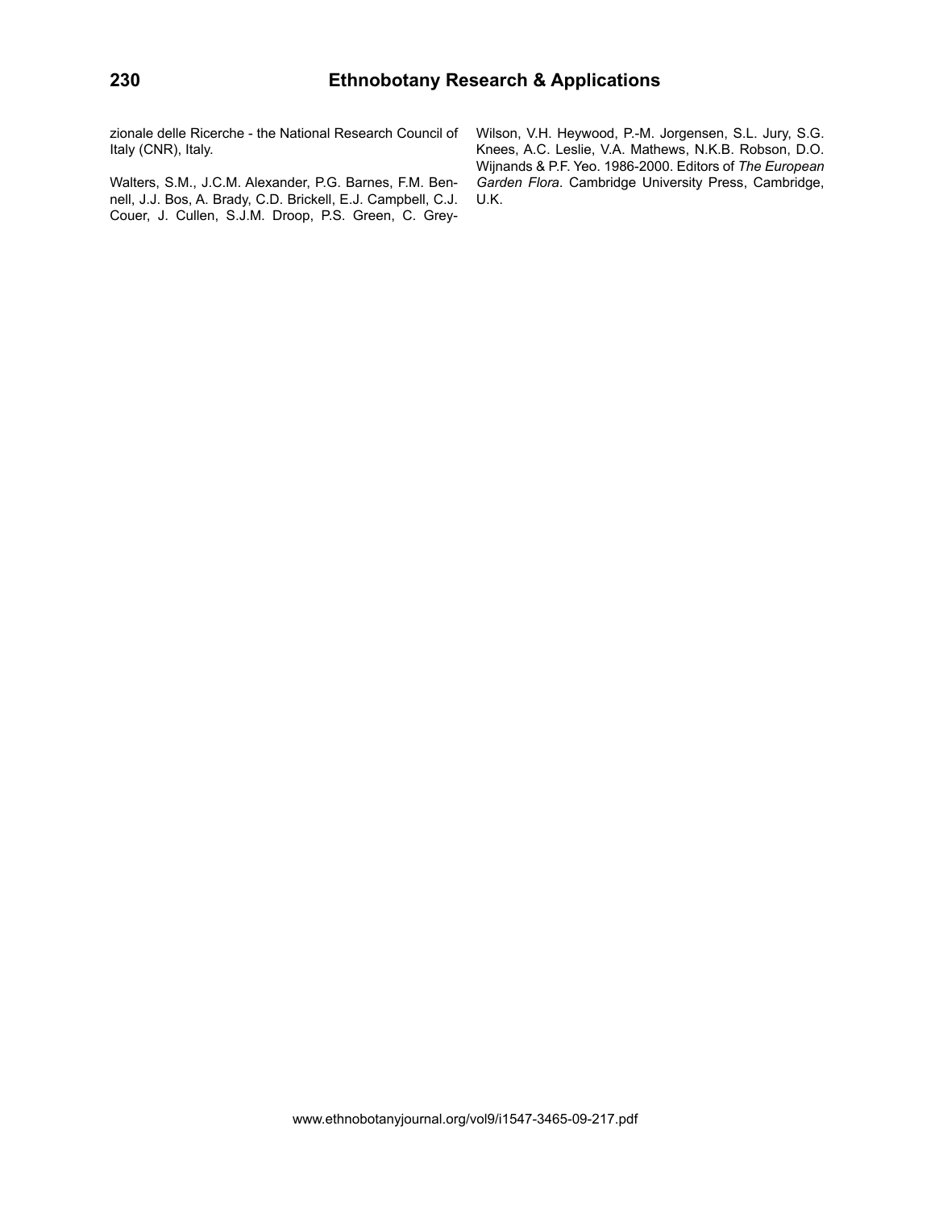zionale delle Ricerche - the National Research Council of Italy (CNR), Italy.

Walters, S.M., J.C.M. Alexander, P.G. Barnes, F.M. Bennell, J.J. Bos, A. Brady, C.D. Brickell, E.J. Campbell, C.J. Couer, J. Cullen, S.J.M. Droop, P.S. Green, C. Grey-Wilson, V.H. Heywood, P.-M. Jorgensen, S.L. Jury, S.G. Knees, A.C. Leslie, V.A. Mathews, N.K.B. Robson, D.O. Wijnands & P.F. Yeo. 1986-2000. Editors of *The European Garden Flora*. Cambridge University Press, Cambridge, U.K.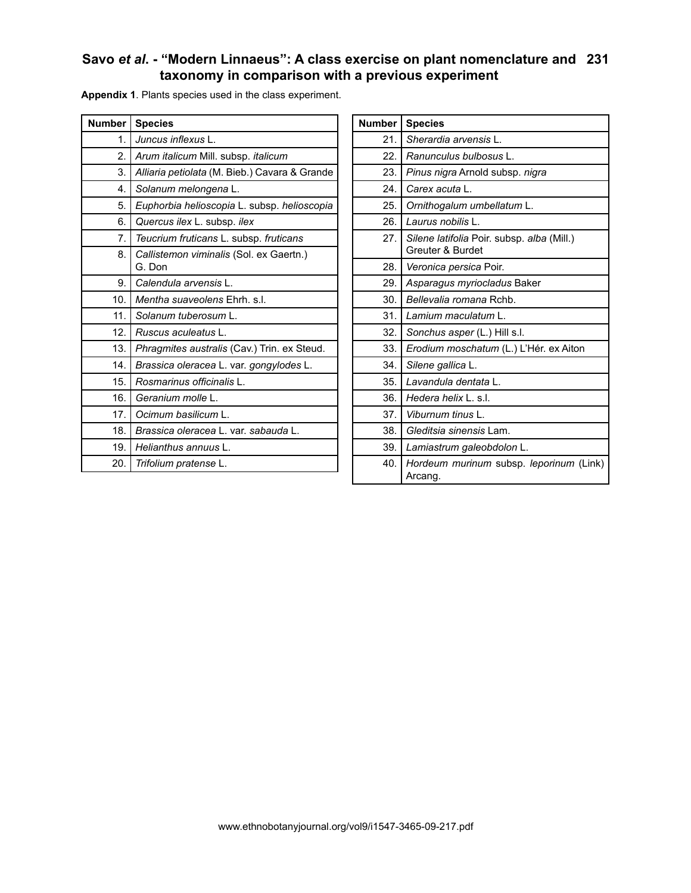**Appendix 1**. Plants species used in the class experiment.

| Number | Species |
|---|---|
| 1. | *Juncus inflexus* L. |
| 2. | *Arum italicum* Mill. subsp. *italicum* |
| 3. | *Alliaria petiolata* (M. Bieb.) Cavara & Grande |
| 4. | *Solanum melongena* L. |
| 5. | *Euphorbia helioscopia* L. subsp. *helioscopia* |
| 6. | *Quercus ilex* L. subsp. *ilex* |
| 7. | *Teucrium fruticans* L. subsp. *fruticans* |
| 8. | *Callistemon viminalis* (Sol. ex Gaertn.) G. Don |
| 9. | *Calendula arvensis* L. |
| 10. | *Mentha suaveolens* Ehrh. s.l. |
| 11. | *Solanum tuberosum* L. |
| 12. | *Ruscus aculeatus* L. |
| 13. | *Phragmites australis* (Cav.) Trin. ex Steud. |
| 14. | *Brassica oleracea* L. var. *gongylodes* L. |
| 15. | *Rosmarinus officinalis* L. |
| 16. | *Geranium molle* L. |
| 17. | *Ocimum basilicum* L. |
| 18. | *Brassica oleracea* L. var. *sabauda* L. |
| 19. | *Helianthus annuus* L. |
| 20. | *Trifolium pratense* L. |
| 21. | *Sherardia arvensis* L. |
| 22. | *Ranunculus bulbosus* L. |
| 23. | *Pinus nigra* Arnold subsp. *nigra* |
| 24. | *Carex acuta* L. |
| 25. | *Ornithogalum umbellatum* L. |
| 26. | *Laurus nobilis* L. |
| 27. | *Silene latifolia* Poir. subsp. *alba* (Mill.) Greuter & Burdet |
| 28. | *Veronica persica* Poir. |
| 29. | *Asparagus myriocladus* Baker |
| 30. | *Bellevalia romana* Rchb. |
| 31. | *Lamium maculatum* L. |
| 32. | *Sonchus asper* (L.) Hill s.l. |
| 33. | *Erodium moschatum* (L.) L'Hér. ex Aiton |
| 34. | *Silene gallica* L. |
| 35. | *Lavandula dentata* L. |
| 36. | *Hedera helix* L. s.l. |
| 37. | *Viburnum tinus* L. |
| 38. | *Gleditsia sinensis* Lam. |
| 39. | *Lamiastrum galeobdolon* L. |
| 40. | *Hordeum murinum* subsp. *leporinum* (Link) Arcang. |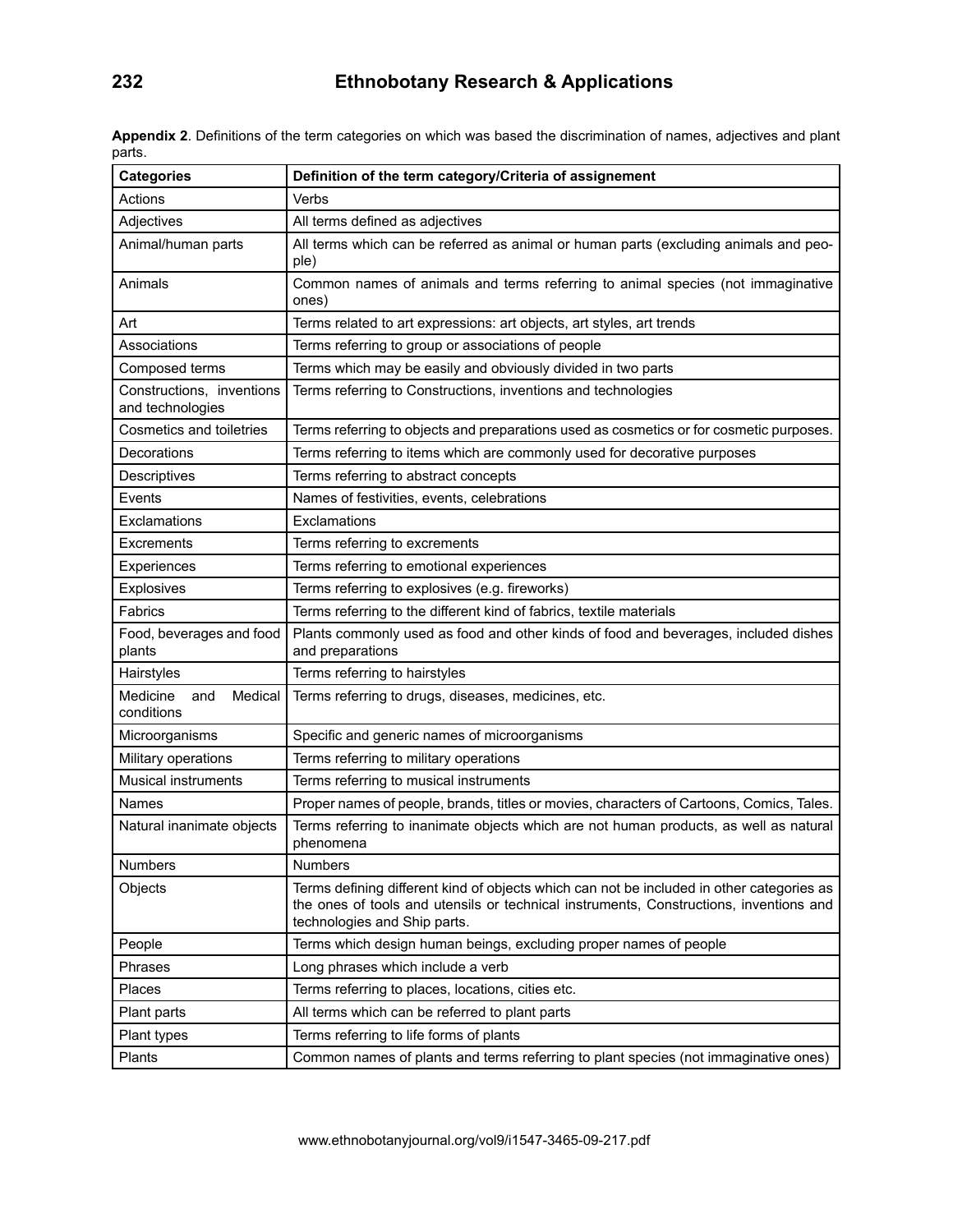**Appendix 2**. Definitions of the term categories on which was based the discrimination of names, adjectives and plant parts.

| Categories | Definition of the term category/Criteria of assignement |
|---|---|
| Actions | Verbs |
| Adjectives | All terms defined as adjectives |
| Animal/human parts | All terms which can be referred as animal or human parts (excluding animals and people) |
| Animals | Common names of animals and terms referring to animal species (not immaginative ones) |
| Art | Terms related to art expressions: art objects, art styles, art trends |
| Associations | Terms referring to group or associations of people |
| Composed terms | Terms which may be easily and obviously divided in two parts |
| Constructions, inventions and technologies | Terms referring to Constructions, inventions and technologies |
| Cosmetics and toiletries | Terms referring to objects and preparations used as cosmetics or for cosmetic purposes. |
| Decorations | Terms referring to items which are commonly used for decorative purposes |
| Descriptives | Terms referring to abstract concepts |
| Events | Names of festivities, events, celebrations |
| Exclamations | Exclamations |
| Excrements | Terms referring to excrements |
| Experiences | Terms referring to emotional experiences |
| Explosives | Terms referring to explosives (e.g. fireworks) |
| Fabrics | Terms referring to the different kind of fabrics, textile materials |
| Food, beverages and food plants | Plants commonly used as food and other kinds of food and beverages, included dishes and preparations |
| Hairstyles | Terms referring to hairstyles |
| Medicine and Medical conditions | Terms referring to drugs, diseases, medicines, etc. |
| Microorganisms | Specific and generic names of microorganisms |
| Military operations | Terms referring to military operations |
| Musical instruments | Terms referring to musical instruments |
| Names | Proper names of people, brands, titles or movies, characters of Cartoons, Comics, Tales. |
| Natural inanimate objects | Terms referring to inanimate objects which are not human products, as well as natural phenomena |
| Numbers | Numbers |
| Objects | Terms defining different kind of objects which can not be included in other categories as the ones of tools and utensils or technical instruments, Constructions, inventions and technologies and Ship parts. |
| People | Terms which design human beings, excluding proper names of people |
| Phrases | Long phrases which include a verb |
| Places | Terms referring to places, locations, cities etc. |
| Plant parts | All terms which can be referred to plant parts |
| Plant types | Terms referring to life forms of plants |
| Plants | Common names of plants and terms referring to plant species (not immaginative ones) |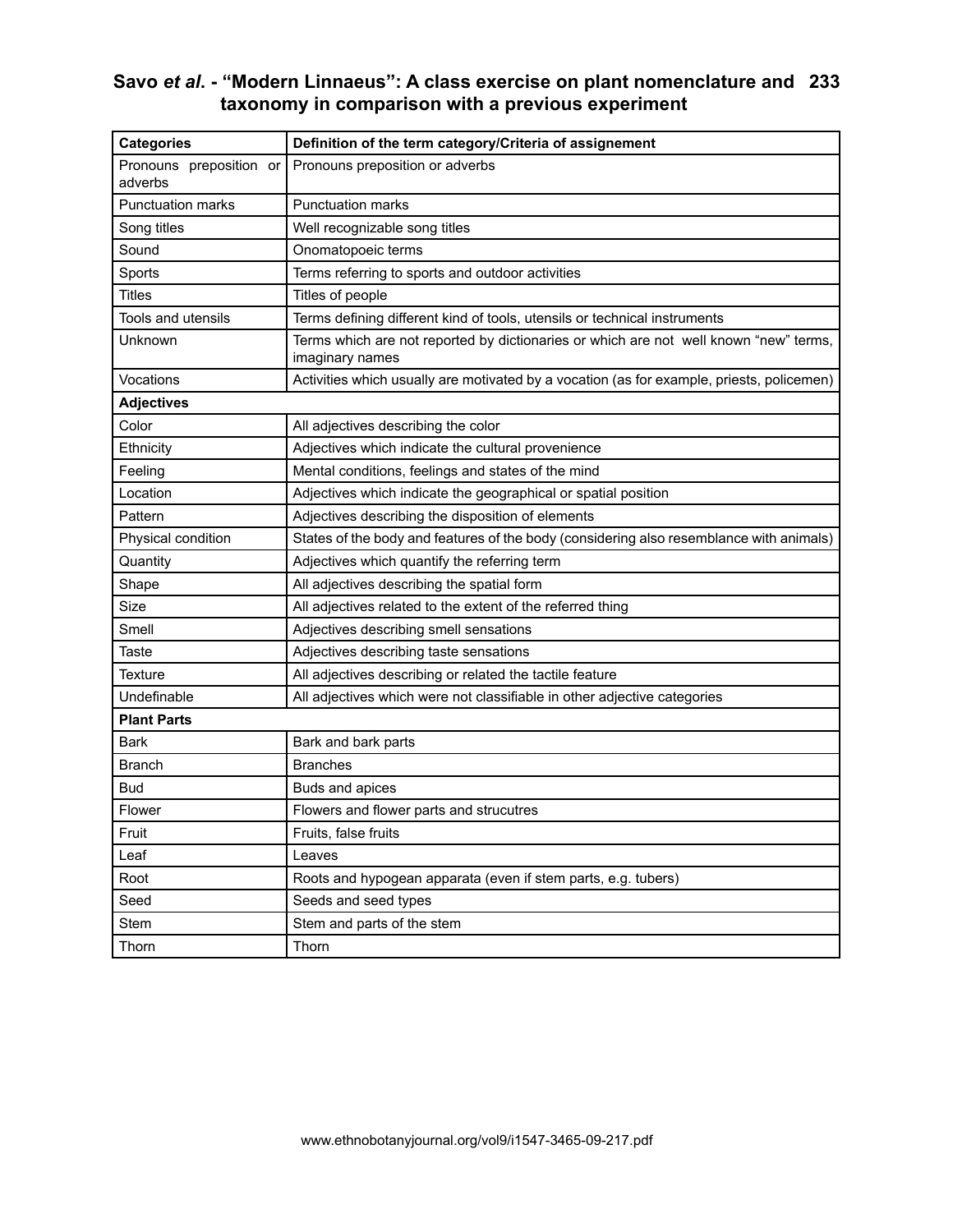| Categories | Definition of the term category/Criteria of assignement |
|---|---|
| Pronouns preposition or adverbs | Pronouns preposition or adverbs |
| Punctuation marks | Punctuation marks |
| Song titles | Well recognizable song titles |
| Sound | Onomatopoeic terms |
| Sports | Terms referring to sports and outdoor activities |
| Titles | Titles of people |
| Tools and utensils | Terms defining different kind of tools, utensils or technical instruments |
| Unknown | Terms which are not reported by dictionaries or which are not well known "new" terms, imaginary names |
| Vocations | Activities which usually are motivated by a vocation (as for example, priests, policemen) |
| **Adjectives** | |
| Color | All adjectives describing the color |
| Ethnicity | Adjectives which indicate the cultural provenience |
| Feeling | Mental conditions, feelings and states of the mind |
| Location | Adjectives which indicate the geographical or spatial position |
| Pattern | Adjectives describing the disposition of elements |
| Physical condition | States of the body and features of the body (considering also resemblance with animals) |
| Quantity | Adjectives which quantify the referring term |
| Shape | All adjectives describing the spatial form |
| Size | All adjectives related to the extent of the referred thing |
| Smell | Adjectives describing smell sensations |
| Taste | Adjectives describing taste sensations |
| Texture | All adjectives describing or related the tactile feature |
| Undefinable | All adjectives which were not classifiable in other adjective categories |
| **Plant Parts** | |
| Bark | Bark and bark parts |
| Branch | Branches |
| Bud | Buds and apices |
| Flower | Flowers and flower parts and strucutres |
| Fruit | Fruits, false fruits |
| Leaf | Leaves |
| Root | Roots and hypogean apparata (even if stem parts, e.g. tubers) |
| Seed | Seeds and seed types |
| Stem | Stem and parts of the stem |
| Thorn | Thorn |